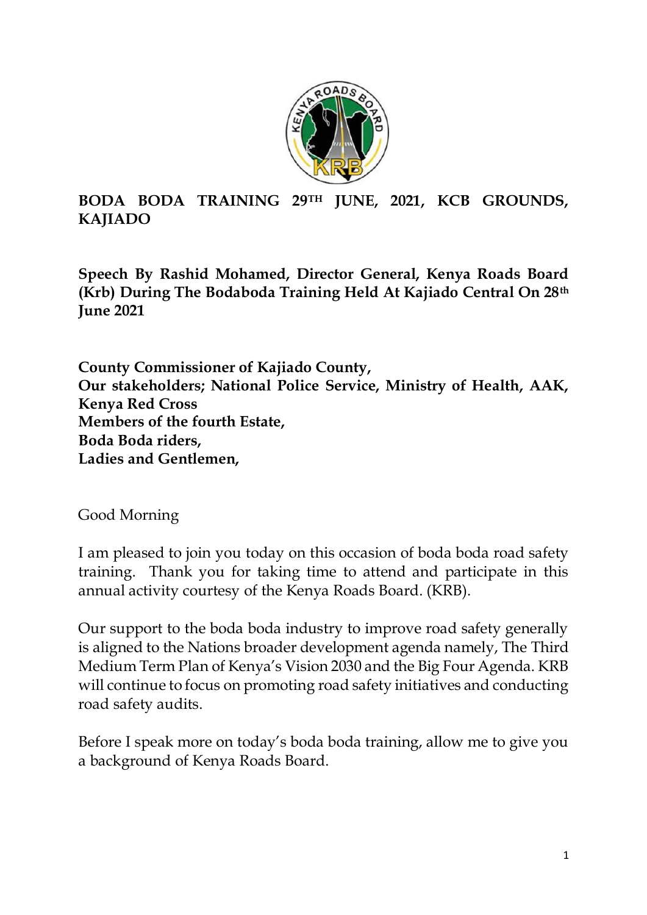**BODA BODA TRAINING 29TH JUNE, 2021, KCB GROUNDS, KAJIADO**

**Speech By Rashid Mohamed, Director General, Kenya Roads Board (Krb) During The Bodaboda Training Held At Kajiado Central On 28th June 2021**

**County Commissioner of Kajiado County,**
**Our stakeholders; National Police Service, Ministry of Health, AAK, Kenya Red Cross**
**Members of the fourth Estate,**
**Boda Boda riders,**
**Ladies and Gentlemen,**

Good Morning

I am pleased to join you today on this occasion of boda boda road safety training. Thank you for taking time to attend and participate in this annual activity courtesy of the Kenya Roads Board. (KRB).

Our support to the boda boda industry to improve road safety generally is aligned to the Nations broader development agenda namely, The Third Medium Term Plan of Kenya's Vision 2030 and the Big Four Agenda. KRB will continue to focus on promoting road safety initiatives and conducting road safety audits.

Before I speak more on today's boda boda training, allow me to give you a background of Kenya Roads Board.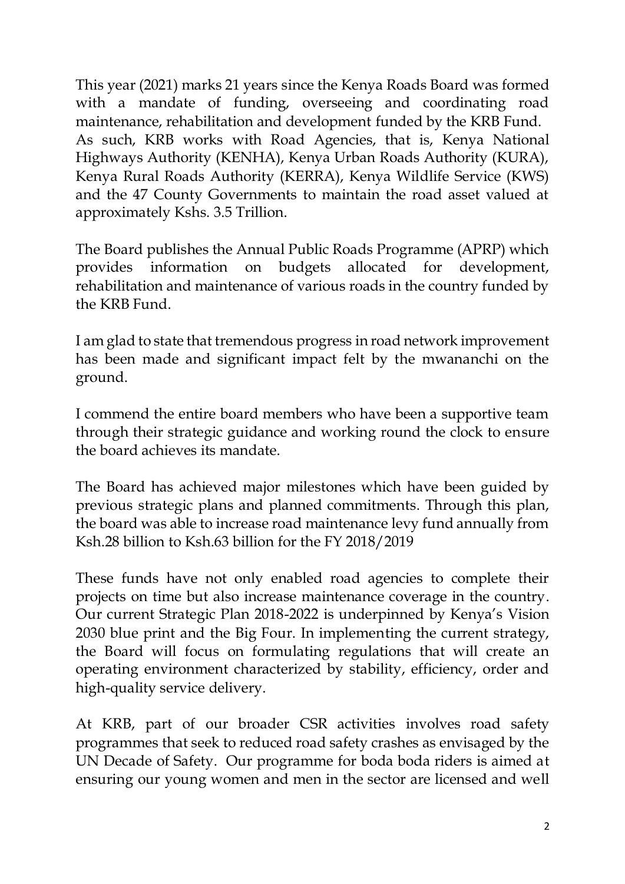This year (2021) marks 21 years since the Kenya Roads Board was formed with a mandate of funding, overseeing and coordinating road maintenance, rehabilitation and development funded by the KRB Fund. As such, KRB works with Road Agencies, that is, Kenya National Highways Authority (KENHA), Kenya Urban Roads Authority (KURA), Kenya Rural Roads Authority (KERRA), Kenya Wildlife Service (KWS) and the 47 County Governments to maintain the road asset valued at approximately Kshs. 3.5 Trillion.

The Board publishes the Annual Public Roads Programme (APRP) which provides information on budgets allocated for development, rehabilitation and maintenance of various roads in the country funded by the KRB Fund.

I am glad to state that tremendous progress in road network improvement has been made and significant impact felt by the mwananchi on the ground.

I commend the entire board members who have been a supportive team through their strategic guidance and working round the clock to ensure the board achieves its mandate.

The Board has achieved major milestones which have been guided by previous strategic plans and planned commitments. Through this plan, the board was able to increase road maintenance levy fund annually from Ksh.28 billion to Ksh.63 billion for the FY 2018/2019

These funds have not only enabled road agencies to complete their projects on time but also increase maintenance coverage in the country. Our current Strategic Plan 2018-2022 is underpinned by Kenya's Vision 2030 blue print and the Big Four. In implementing the current strategy, the Board will focus on formulating regulations that will create an operating environment characterized by stability, efficiency, order and high-quality service delivery.

At KRB, part of our broader CSR activities involves road safety programmes that seek to reduced road safety crashes as envisaged by the UN Decade of Safety. Our programme for boda boda riders is aimed at ensuring our young women and men in the sector are licensed and well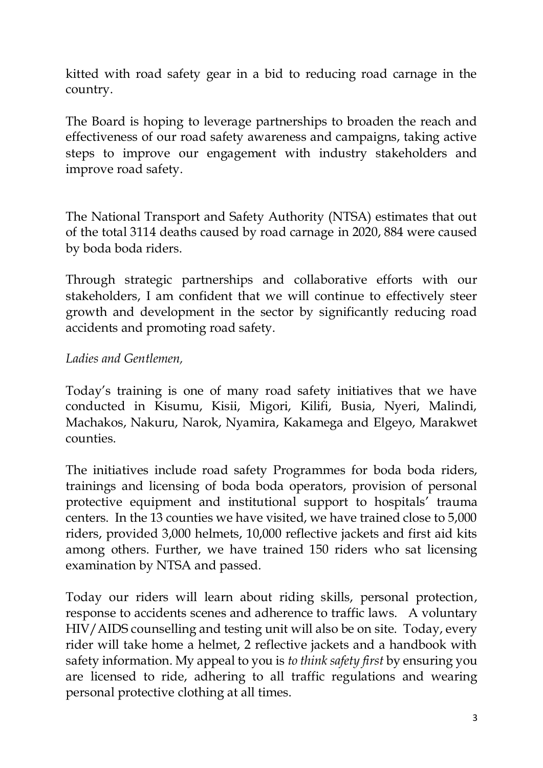kitted with road safety gear in a bid to reducing road carnage in the country.

The Board is hoping to leverage partnerships to broaden the reach and effectiveness of our road safety awareness and campaigns, taking active steps to improve our engagement with industry stakeholders and improve road safety.

The National Transport and Safety Authority (NTSA) estimates that out of the total 3114 deaths caused by road carnage in 2020, 884 were caused by boda boda riders.

Through strategic partnerships and collaborative efforts with our stakeholders, I am confident that we will continue to effectively steer growth and development in the sector by significantly reducing road accidents and promoting road safety.

*Ladies and Gentlemen,*

Today's training is one of many road safety initiatives that we have conducted in Kisumu, Kisii, Migori, Kilifi, Busia, Nyeri, Malindi, Machakos, Nakuru, Narok, Nyamira, Kakamega and Elgeyo, Marakwet counties.

The initiatives include road safety Programmes for boda boda riders, trainings and licensing of boda boda operators, provision of personal protective equipment and institutional support to hospitals' trauma centers. In the 13 counties we have visited, we have trained close to 5,000 riders, provided 3,000 helmets, 10,000 reflective jackets and first aid kits among others. Further, we have trained 150 riders who sat licensing examination by NTSA and passed.

Today our riders will learn about riding skills, personal protection, response to accidents scenes and adherence to traffic laws. A voluntary HIV/AIDS counselling and testing unit will also be on site. Today, every rider will take home a helmet, 2 reflective jackets and a handbook with safety information. My appeal to you is *to think safety first* by ensuring you are licensed to ride, adhering to all traffic regulations and wearing personal protective clothing at all times.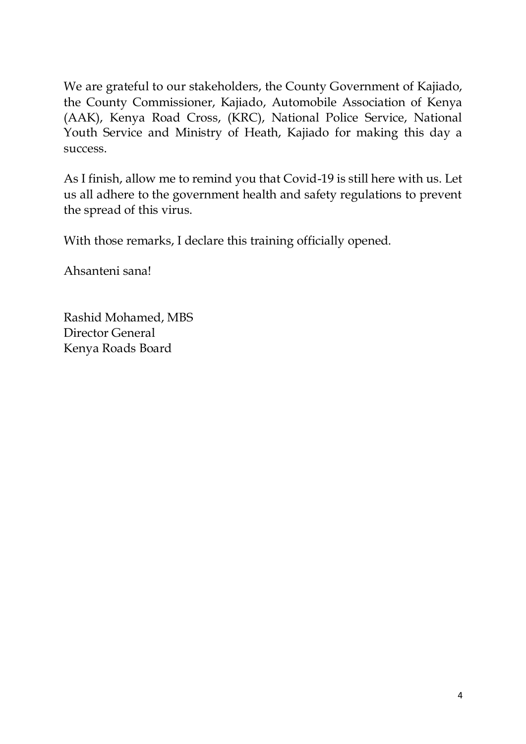We are grateful to our stakeholders, the County Government of Kajiado, the County Commissioner, Kajiado, Automobile Association of Kenya (AAK), Kenya Road Cross, (KRC), National Police Service, National Youth Service and Ministry of Heath, Kajiado for making this day a success.

As I finish, allow me to remind you that Covid-19 is still here with us. Let us all adhere to the government health and safety regulations to prevent the spread of this virus.

With those remarks, I declare this training officially opened.

Ahsanteni sana!

Rashid Mohamed, MBS
Director General
Kenya Roads Board